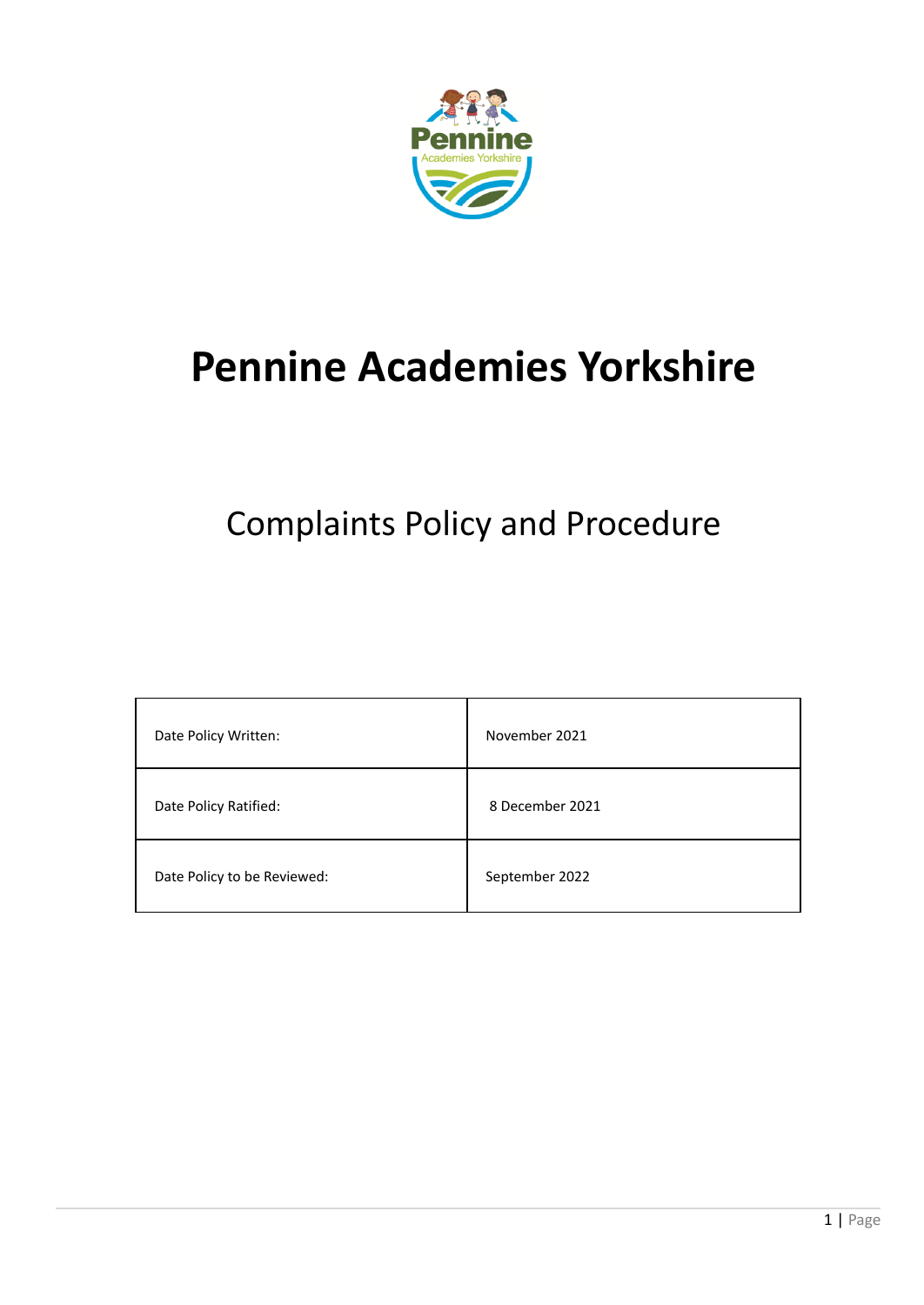# Pennine Academies Yorkshire

## Complaints Policy and Procedure

| | |
|---|---|
| Date Policy Written: | November 2021 |
| Date Policy Ratified: | 8 December 2021 |
| Date Policy to be Reviewed: | September 2022 |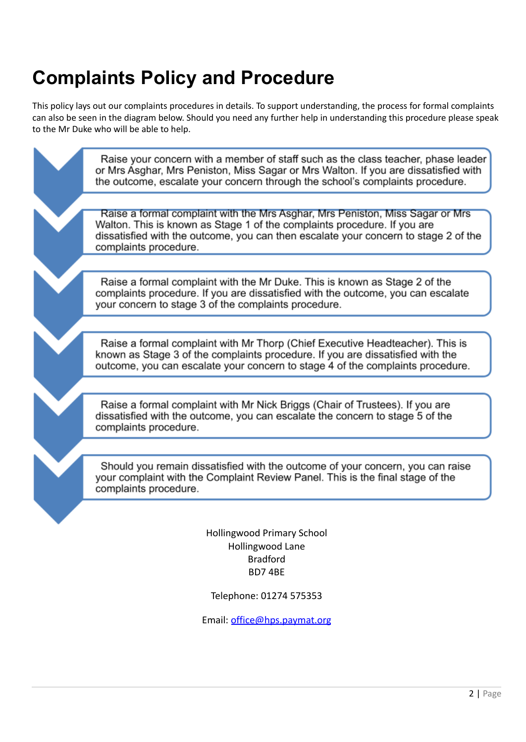# Complaints Policy and Procedure

This policy lays out our complaints procedures in details. To support understanding, the process for formal complaints can also be seen in the diagram below. Should you need any further help in understanding this procedure please speak to the Mr Duke who will be able to help.

- Raise your concern with a member of staff such as the class teacher, phase leader or Mrs Asghar, Mrs Peniston, Miss Sagar or Mrs Walton. If you are dissatisfied with the outcome, escalate your concern through the school's complaints procedure.
- Raise a formal complaint with the Mrs Asghar, Mrs Peniston, Miss Sagar or Mrs Walton. This is known as Stage 1 of the complaints procedure. If you are dissatisfied with the outcome, you can then escalate your concern to stage 2 of the complaints procedure.
- Raise a formal complaint with the Mr Duke. This is known as Stage 2 of the complaints procedure. If you are dissatisfied with the outcome, you can escalate your concern to stage 3 of the complaints procedure.
- Raise a formal complaint with Mr Thorp (Chief Executive Headteacher). This is known as Stage 3 of the complaints procedure. If you are dissatisfied with the outcome, you can escalate your concern to stage 4 of the complaints procedure.
- Raise a formal complaint with Mr Nick Briggs (Chair of Trustees). If you are dissatisfied with the outcome, you can escalate the concern to stage 5 of the complaints procedure.
- Should you remain dissatisfied with the outcome of your concern, you can raise your complaint with the Complaint Review Panel. This is the final stage of the complaints procedure.

Hollingwood Primary School
Hollingwood Lane
Bradford
BD7 4BE

Telephone: 01274 575353

Email: office@hps.paymat.org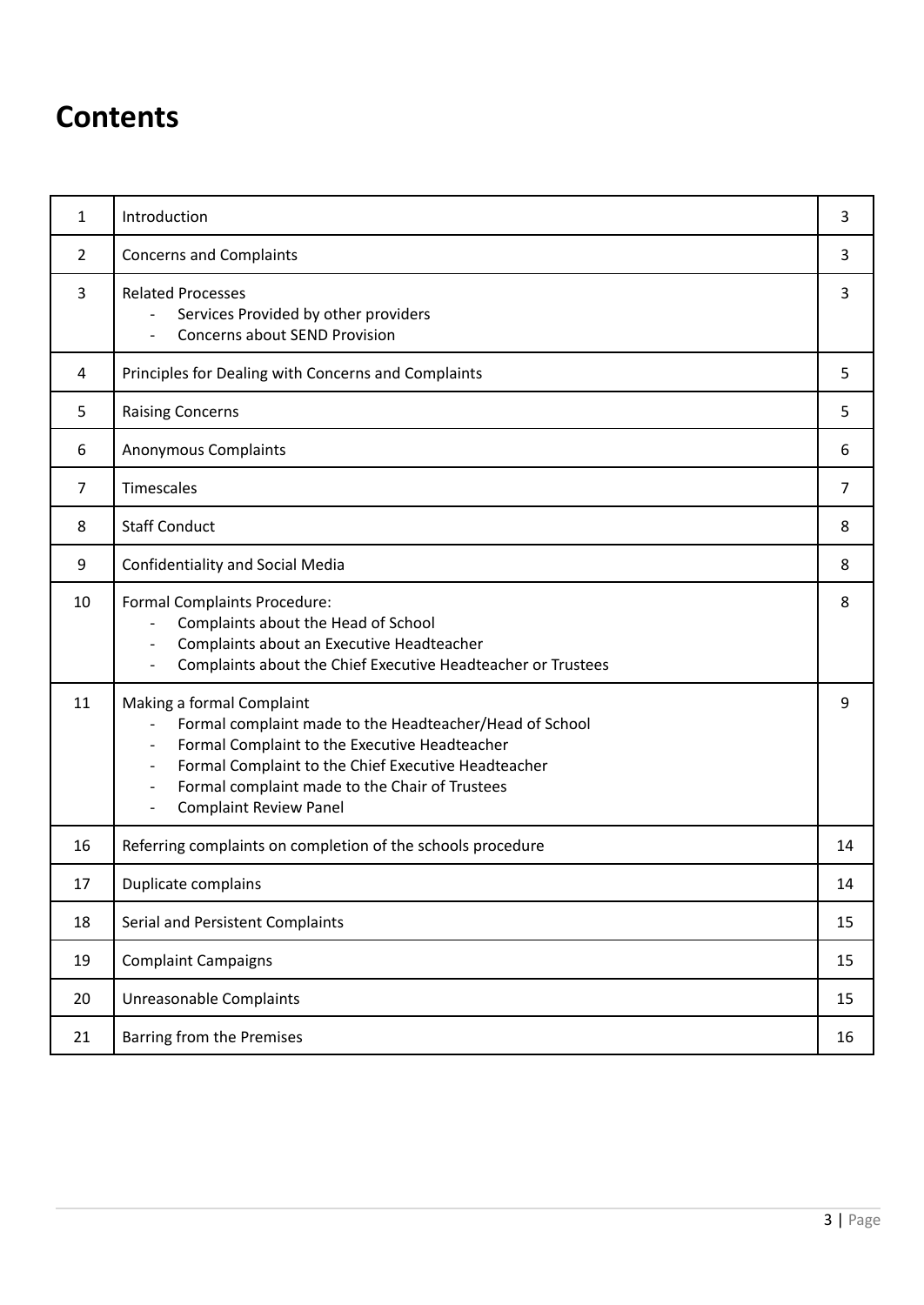# Contents

| | | |
|---|---|---|
| 1 | Introduction | 3 |
| 2 | Concerns and Complaints | 3 |
| 3 | Related Processes<br>- Services Provided by other providers<br>- Concerns about SEND Provision | 3 |
| 4 | Principles for Dealing with Concerns and Complaints | 5 |
| 5 | Raising Concerns | 5 |
| 6 | Anonymous Complaints | 6 |
| 7 | Timescales | 7 |
| 8 | Staff Conduct | 8 |
| 9 | Confidentiality and Social Media | 8 |
| 10 | Formal Complaints Procedure:<br>- Complaints about the Head of School<br>- Complaints about an Executive Headteacher<br>- Complaints about the Chief Executive Headteacher or Trustees | 8 |
| 11 | Making a formal Complaint<br>- Formal complaint made to the Headteacher/Head of School<br>- Formal Complaint to the Executive Headteacher<br>- Formal Complaint to the Chief Executive Headteacher<br>- Formal complaint made to the Chair of Trustees<br>- Complaint Review Panel | 9 |
| 16 | Referring complaints on completion of the schools procedure | 14 |
| 17 | Duplicate complains | 14 |
| 18 | Serial and Persistent Complaints | 15 |
| 19 | Complaint Campaigns | 15 |
| 20 | Unreasonable Complaints | 15 |
| 21 | Barring from the Premises | 16 |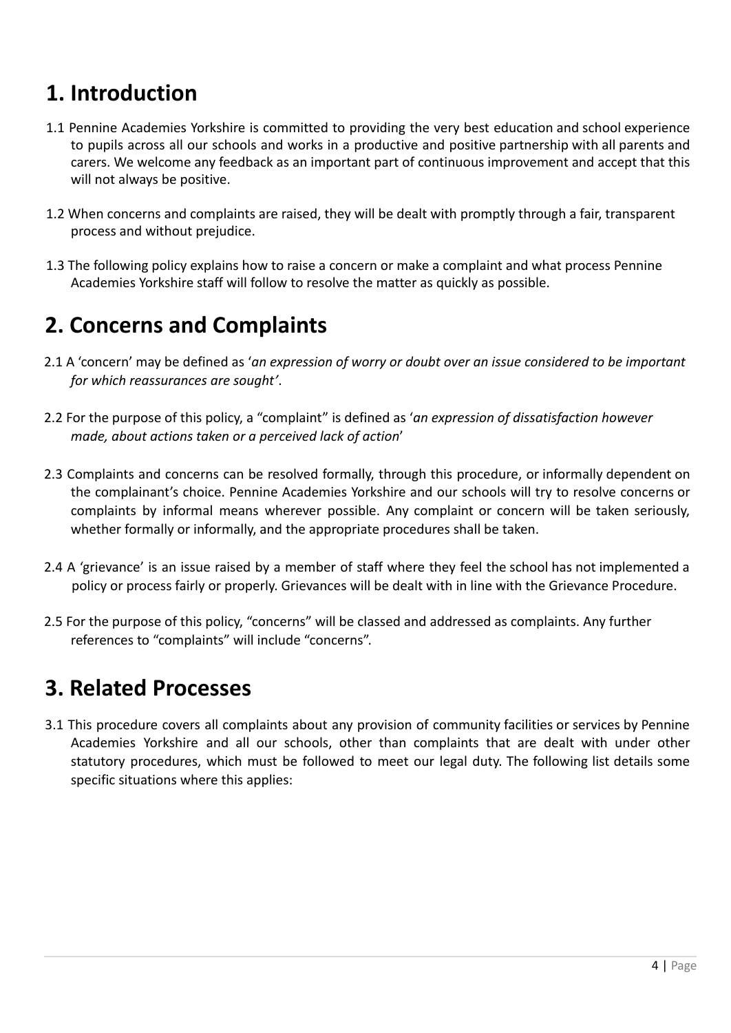## 1. Introduction

1.1 Pennine Academies Yorkshire is committed to providing the very best education and school experience to pupils across all our schools and works in a productive and positive partnership with all parents and carers. We welcome any feedback as an important part of continuous improvement and accept that this will not always be positive.

1.2 When concerns and complaints are raised, they will be dealt with promptly through a fair, transparent process and without prejudice.

1.3 The following policy explains how to raise a concern or make a complaint and what process Pennine Academies Yorkshire staff will follow to resolve the matter as quickly as possible.

## 2. Concerns and Complaints

2.1 A 'concern' may be defined as '*an expression of worry or doubt over an issue considered to be important for which reassurances are sought'*.

2.2 For the purpose of this policy, a "complaint" is defined as '*an expression of dissatisfaction however made, about actions taken or a perceived lack of action*'

2.3 Complaints and concerns can be resolved formally, through this procedure, or informally dependent on the complainant's choice. Pennine Academies Yorkshire and our schools will try to resolve concerns or complaints by informal means wherever possible. Any complaint or concern will be taken seriously, whether formally or informally, and the appropriate procedures shall be taken.

2.4 A 'grievance' is an issue raised by a member of staff where they feel the school has not implemented a policy or process fairly or properly. Grievances will be dealt with in line with the Grievance Procedure.

2.5 For the purpose of this policy, "concerns" will be classed and addressed as complaints. Any further references to "complaints" will include "concerns".

## 3. Related Processes

3.1 This procedure covers all complaints about any provision of community facilities or services by Pennine Academies Yorkshire and all our schools, other than complaints that are dealt with under other statutory procedures, which must be followed to meet our legal duty. The following list details some specific situations where this applies: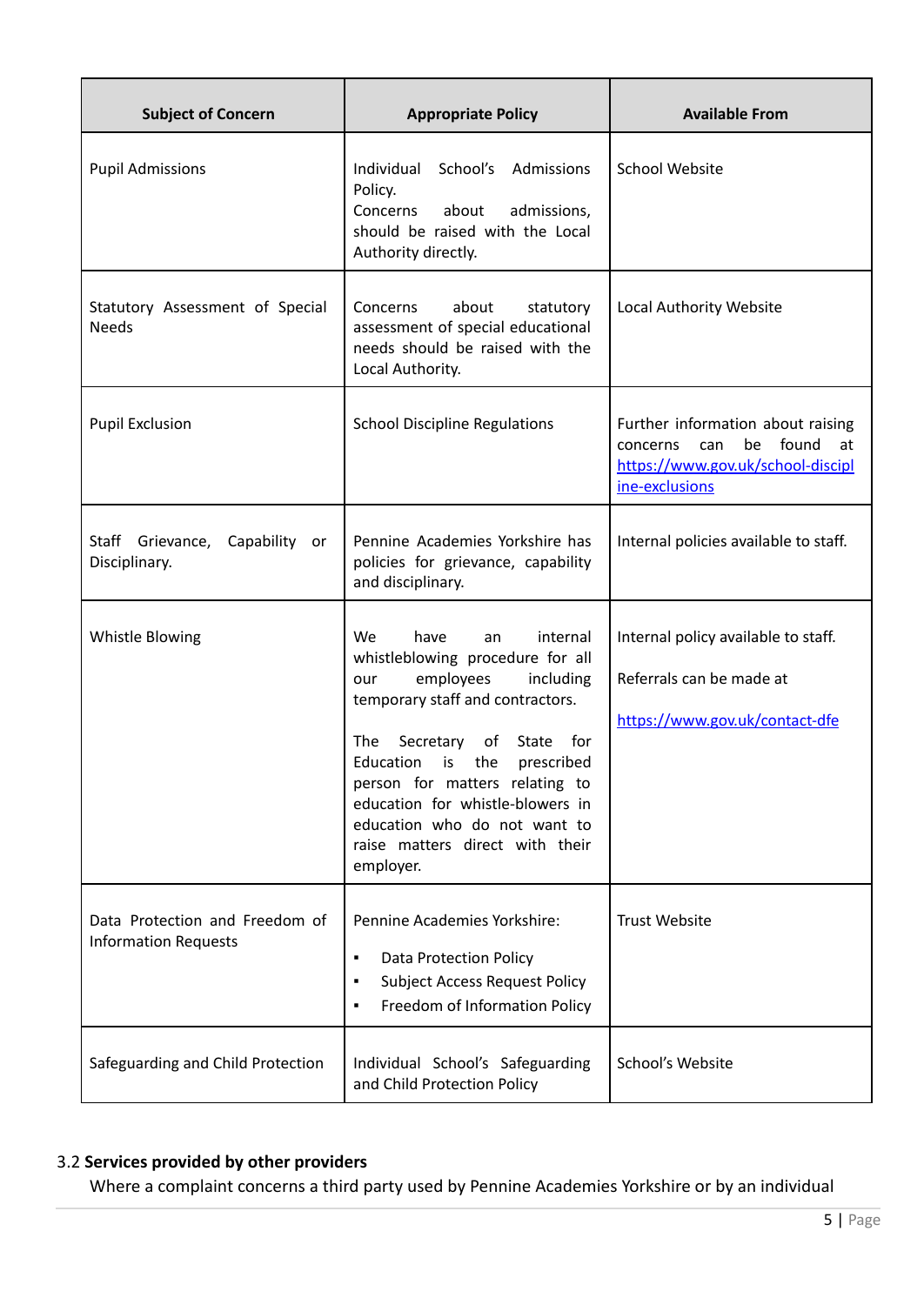| Subject of Concern | Appropriate Policy | Available From |
|---|---|---|
| Pupil Admissions | Individual School's Admissions Policy.<br>Concerns about admissions, should be raised with the Local Authority directly. | School Website |
| Statutory Assessment of Special Needs | Concerns about statutory assessment of special educational needs should be raised with the Local Authority. | Local Authority Website |
| Pupil Exclusion | School Discipline Regulations | Further information about raising concerns can be found at https://www.gov.uk/school-discipline-exclusions |
| Staff Grievance, Capability or Disciplinary. | Pennine Academies Yorkshire has policies for grievance, capability and disciplinary. | Internal policies available to staff. |
| Whistle Blowing | We have an internal whistleblowing procedure for all our employees including temporary staff and contractors.<br><br>The Secretary of State for Education is the prescribed person for matters relating to education for whistle-blowers in education who do not want to raise matters direct with their employer. | Internal policy available to staff.<br><br>Referrals can be made at<br><br>https://www.gov.uk/contact-dfe |
| Data Protection and Freedom of Information Requests | Pennine Academies Yorkshire:<br>▪ Data Protection Policy<br>▪ Subject Access Request Policy<br>▪ Freedom of Information Policy | Trust Website |
| Safeguarding and Child Protection | Individual School's Safeguarding and Child Protection Policy | School's Website |

3.2 **Services provided by other providers**

Where a complaint concerns a third party used by Pennine Academies Yorkshire or by an individual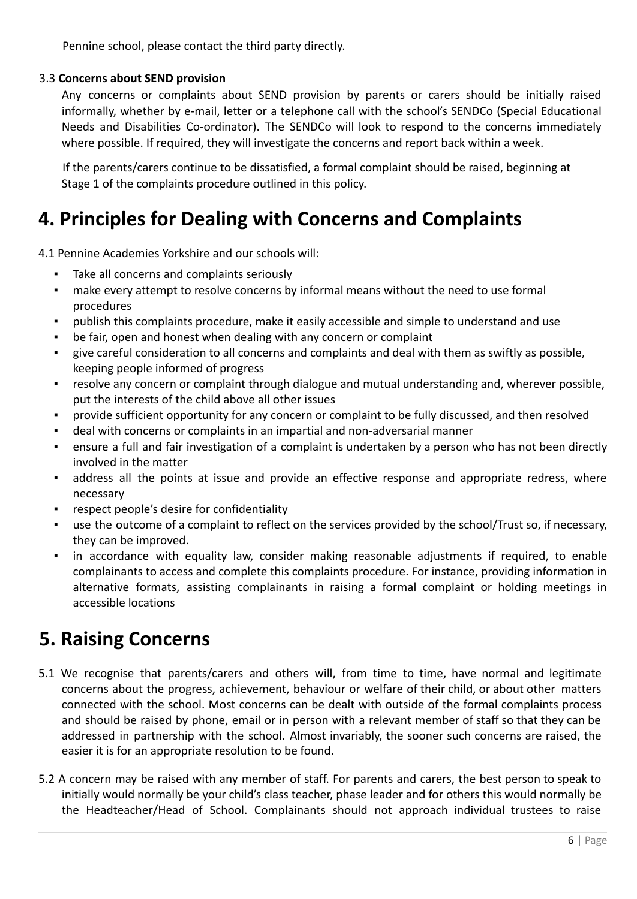Pennine school, please contact the third party directly.

### 3.3 **Concerns about SEND provision**

Any concerns or complaints about SEND provision by parents or carers should be initially raised informally, whether by e-mail, letter or a telephone call with the school's SENDCo (Special Educational Needs and Disabilities Co-ordinator). The SENDCo will look to respond to the concerns immediately where possible. If required, they will investigate the concerns and report back within a week.

If the parents/carers continue to be dissatisfied, a formal complaint should be raised, beginning at Stage 1 of the complaints procedure outlined in this policy.

# 4. Principles for Dealing with Concerns and Complaints

4.1 Pennine Academies Yorkshire and our schools will:

- Take all concerns and complaints seriously
- make every attempt to resolve concerns by informal means without the need to use formal procedures
- publish this complaints procedure, make it easily accessible and simple to understand and use
- be fair, open and honest when dealing with any concern or complaint
- give careful consideration to all concerns and complaints and deal with them as swiftly as possible, keeping people informed of progress
- resolve any concern or complaint through dialogue and mutual understanding and, wherever possible, put the interests of the child above all other issues
- provide sufficient opportunity for any concern or complaint to be fully discussed, and then resolved
- deal with concerns or complaints in an impartial and non-adversarial manner
- ensure a full and fair investigation of a complaint is undertaken by a person who has not been directly involved in the matter
- address all the points at issue and provide an effective response and appropriate redress, where necessary
- respect people's desire for confidentiality
- use the outcome of a complaint to reflect on the services provided by the school/Trust so, if necessary, they can be improved.
- in accordance with equality law, consider making reasonable adjustments if required, to enable complainants to access and complete this complaints procedure. For instance, providing information in alternative formats, assisting complainants in raising a formal complaint or holding meetings in accessible locations

# 5. Raising Concerns

5.1 We recognise that parents/carers and others will, from time to time, have normal and legitimate concerns about the progress, achievement, behaviour or welfare of their child, or about other matters connected with the school. Most concerns can be dealt with outside of the formal complaints process and should be raised by phone, email or in person with a relevant member of staff so that they can be addressed in partnership with the school. Almost invariably, the sooner such concerns are raised, the easier it is for an appropriate resolution to be found.

5.2 A concern may be raised with any member of staff. For parents and carers, the best person to speak to initially would normally be your child's class teacher, phase leader and for others this would normally be the Headteacher/Head of School. Complainants should not approach individual trustees to raise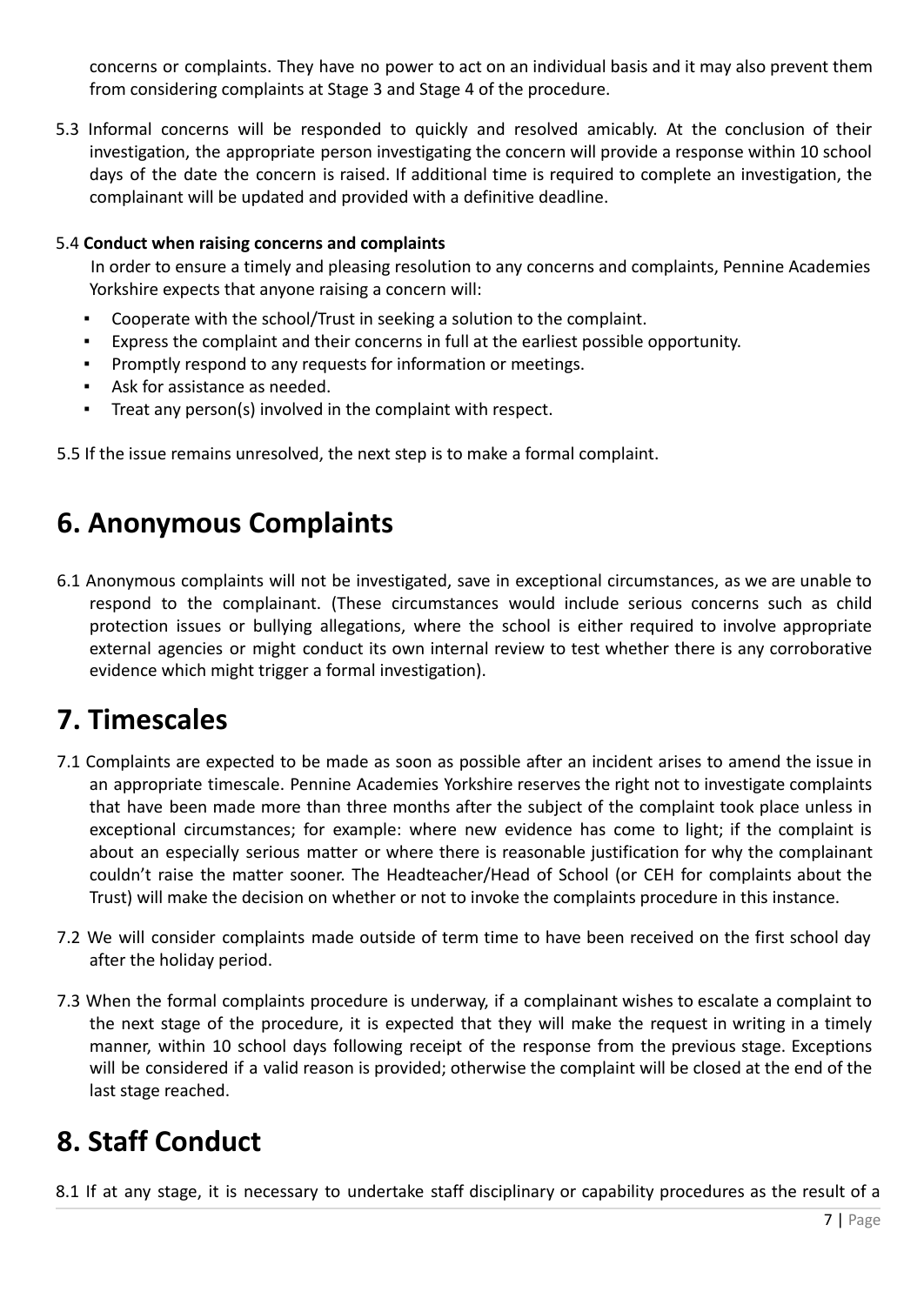concerns or complaints. They have no power to act on an individual basis and it may also prevent them from considering complaints at Stage 3 and Stage 4 of the procedure.

5.3 Informal concerns will be responded to quickly and resolved amicably. At the conclusion of their investigation, the appropriate person investigating the concern will provide a response within 10 school days of the date the concern is raised. If additional time is required to complete an investigation, the complainant will be updated and provided with a definitive deadline.

5.4 **Conduct when raising concerns and complaints**

In order to ensure a timely and pleasing resolution to any concerns and complaints, Pennine Academies Yorkshire expects that anyone raising a concern will:

- Cooperate with the school/Trust in seeking a solution to the complaint.
- Express the complaint and their concerns in full at the earliest possible opportunity.
- Promptly respond to any requests for information or meetings.
- Ask for assistance as needed.
- Treat any person(s) involved in the complaint with respect.

5.5 If the issue remains unresolved, the next step is to make a formal complaint.

# 6. Anonymous Complaints

6.1 Anonymous complaints will not be investigated, save in exceptional circumstances, as we are unable to respond to the complainant. (These circumstances would include serious concerns such as child protection issues or bullying allegations, where the school is either required to involve appropriate external agencies or might conduct its own internal review to test whether there is any corroborative evidence which might trigger a formal investigation).

# 7. Timescales

7.1 Complaints are expected to be made as soon as possible after an incident arises to amend the issue in an appropriate timescale. Pennine Academies Yorkshire reserves the right not to investigate complaints that have been made more than three months after the subject of the complaint took place unless in exceptional circumstances; for example: where new evidence has come to light; if the complaint is about an especially serious matter or where there is reasonable justification for why the complainant couldn't raise the matter sooner. The Headteacher/Head of School (or CEH for complaints about the Trust) will make the decision on whether or not to invoke the complaints procedure in this instance.

7.2 We will consider complaints made outside of term time to have been received on the first school day after the holiday period.

7.3 When the formal complaints procedure is underway, if a complainant wishes to escalate a complaint to the next stage of the procedure, it is expected that they will make the request in writing in a timely manner, within 10 school days following receipt of the response from the previous stage. Exceptions will be considered if a valid reason is provided; otherwise the complaint will be closed at the end of the last stage reached.

# 8. Staff Conduct

8.1 If at any stage, it is necessary to undertake staff disciplinary or capability procedures as the result of a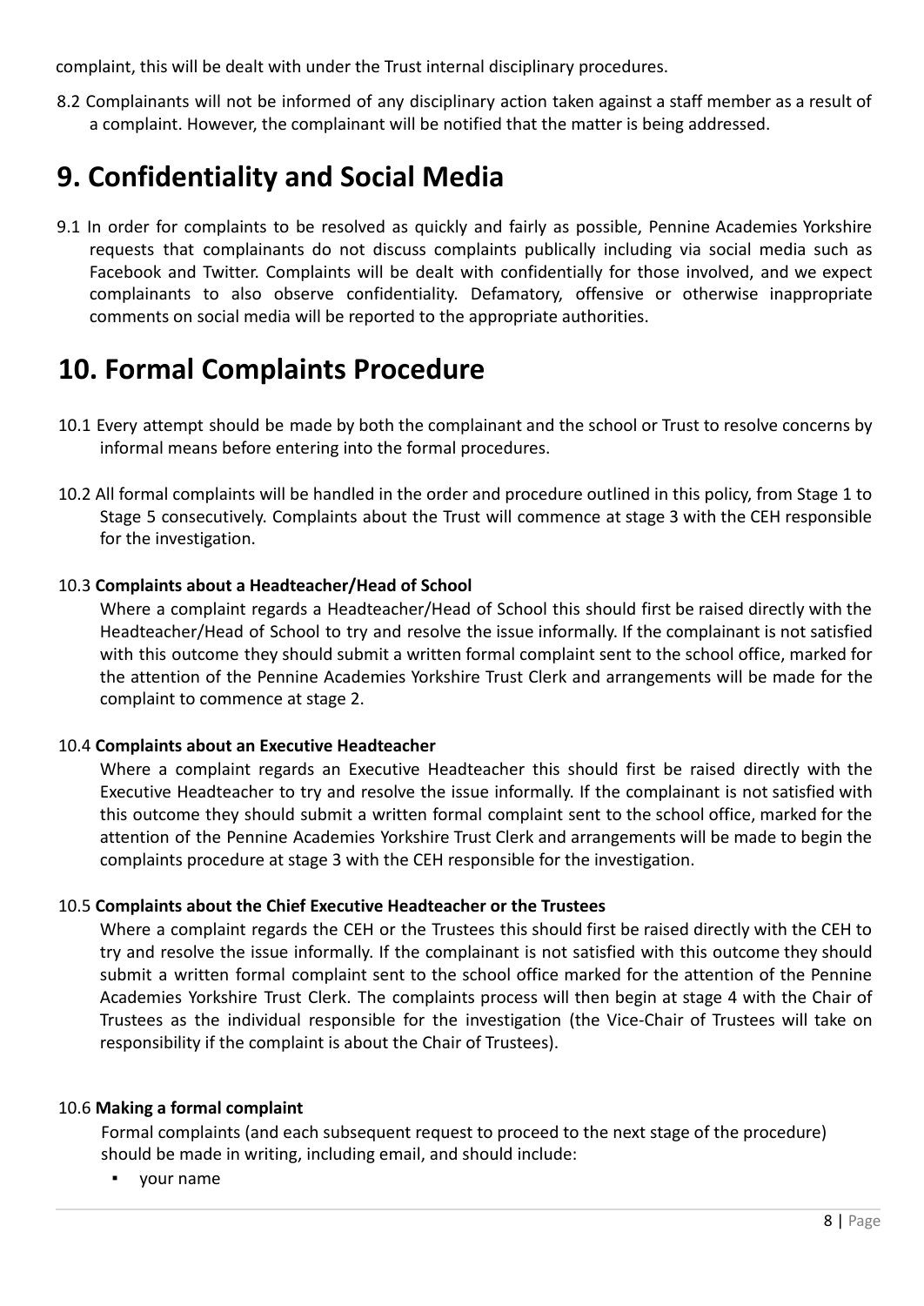complaint, this will be dealt with under the Trust internal disciplinary procedures.

8.2 Complainants will not be informed of any disciplinary action taken against a staff member as a result of a complaint. However, the complainant will be notified that the matter is being addressed.

# 9. Confidentiality and Social Media

9.1 In order for complaints to be resolved as quickly and fairly as possible, Pennine Academies Yorkshire requests that complainants do not discuss complaints publically including via social media such as Facebook and Twitter. Complaints will be dealt with confidentially for those involved, and we expect complainants to also observe confidentiality. Defamatory, offensive or otherwise inappropriate comments on social media will be reported to the appropriate authorities.

# 10. Formal Complaints Procedure

10.1 Every attempt should be made by both the complainant and the school or Trust to resolve concerns by informal means before entering into the formal procedures.

10.2 All formal complaints will be handled in the order and procedure outlined in this policy, from Stage 1 to Stage 5 consecutively. Complaints about the Trust will commence at stage 3 with the CEH responsible for the investigation.

10.3 **Complaints about a Headteacher/Head of School**

Where a complaint regards a Headteacher/Head of School this should first be raised directly with the Headteacher/Head of School to try and resolve the issue informally. If the complainant is not satisfied with this outcome they should submit a written formal complaint sent to the school office, marked for the attention of the Pennine Academies Yorkshire Trust Clerk and arrangements will be made for the complaint to commence at stage 2.

10.4 **Complaints about an Executive Headteacher**

Where a complaint regards an Executive Headteacher this should first be raised directly with the Executive Headteacher to try and resolve the issue informally. If the complainant is not satisfied with this outcome they should submit a written formal complaint sent to the school office, marked for the attention of the Pennine Academies Yorkshire Trust Clerk and arrangements will be made to begin the complaints procedure at stage 3 with the CEH responsible for the investigation.

10.5 **Complaints about the Chief Executive Headteacher or the Trustees**

Where a complaint regards the CEH or the Trustees this should first be raised directly with the CEH to try and resolve the issue informally. If the complainant is not satisfied with this outcome they should submit a written formal complaint sent to the school office marked for the attention of the Pennine Academies Yorkshire Trust Clerk. The complaints process will then begin at stage 4 with the Chair of Trustees as the individual responsible for the investigation (the Vice-Chair of Trustees will take on responsibility if the complaint is about the Chair of Trustees).

10.6 **Making a formal complaint**

Formal complaints (and each subsequent request to proceed to the next stage of the procedure) should be made in writing, including email, and should include:

- your name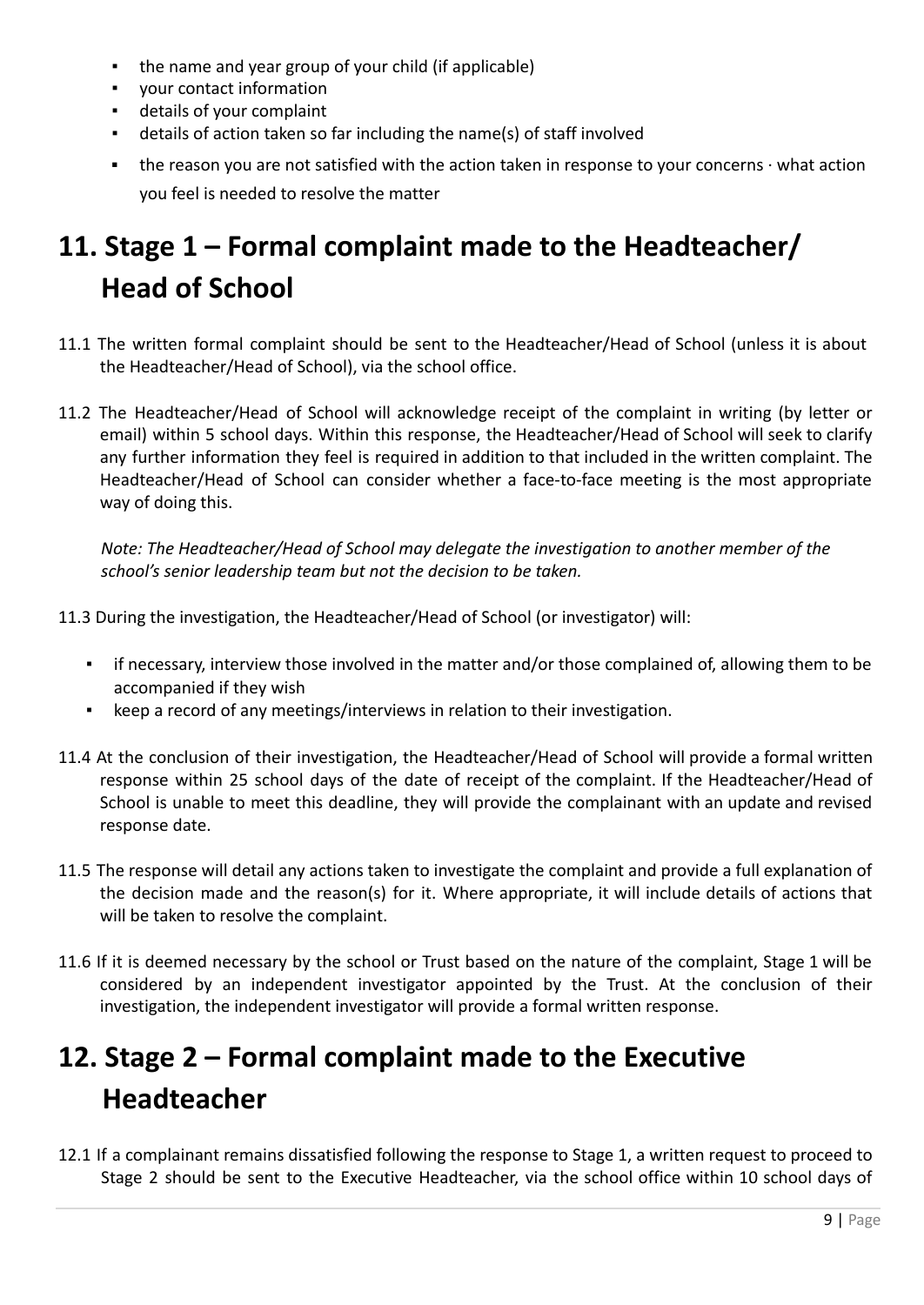- the name and year group of your child (if applicable)
- your contact information
- details of your complaint
- details of action taken so far including the name(s) of staff involved
- the reason you are not satisfied with the action taken in response to your concerns · what action you feel is needed to resolve the matter

# 11. Stage 1 – Formal complaint made to the Headteacher/ Head of School

11.1 The written formal complaint should be sent to the Headteacher/Head of School (unless it is about the Headteacher/Head of School), via the school office.

11.2 The Headteacher/Head of School will acknowledge receipt of the complaint in writing (by letter or email) within 5 school days. Within this response, the Headteacher/Head of School will seek to clarify any further information they feel is required in addition to that included in the written complaint. The Headteacher/Head of School can consider whether a face-to-face meeting is the most appropriate way of doing this.

*Note: The Headteacher/Head of School may delegate the investigation to another member of the school's senior leadership team but not the decision to be taken.*

11.3 During the investigation, the Headteacher/Head of School (or investigator) will:

- if necessary, interview those involved in the matter and/or those complained of, allowing them to be accompanied if they wish
- keep a record of any meetings/interviews in relation to their investigation.

11.4 At the conclusion of their investigation, the Headteacher/Head of School will provide a formal written response within 25 school days of the date of receipt of the complaint. If the Headteacher/Head of School is unable to meet this deadline, they will provide the complainant with an update and revised response date.

11.5 The response will detail any actions taken to investigate the complaint and provide a full explanation of the decision made and the reason(s) for it. Where appropriate, it will include details of actions that will be taken to resolve the complaint.

11.6 If it is deemed necessary by the school or Trust based on the nature of the complaint, Stage 1 will be considered by an independent investigator appointed by the Trust. At the conclusion of their investigation, the independent investigator will provide a formal written response.

# 12. Stage 2 – Formal complaint made to the Executive Headteacher

12.1 If a complainant remains dissatisfied following the response to Stage 1, a written request to proceed to Stage 2 should be sent to the Executive Headteacher, via the school office within 10 school days of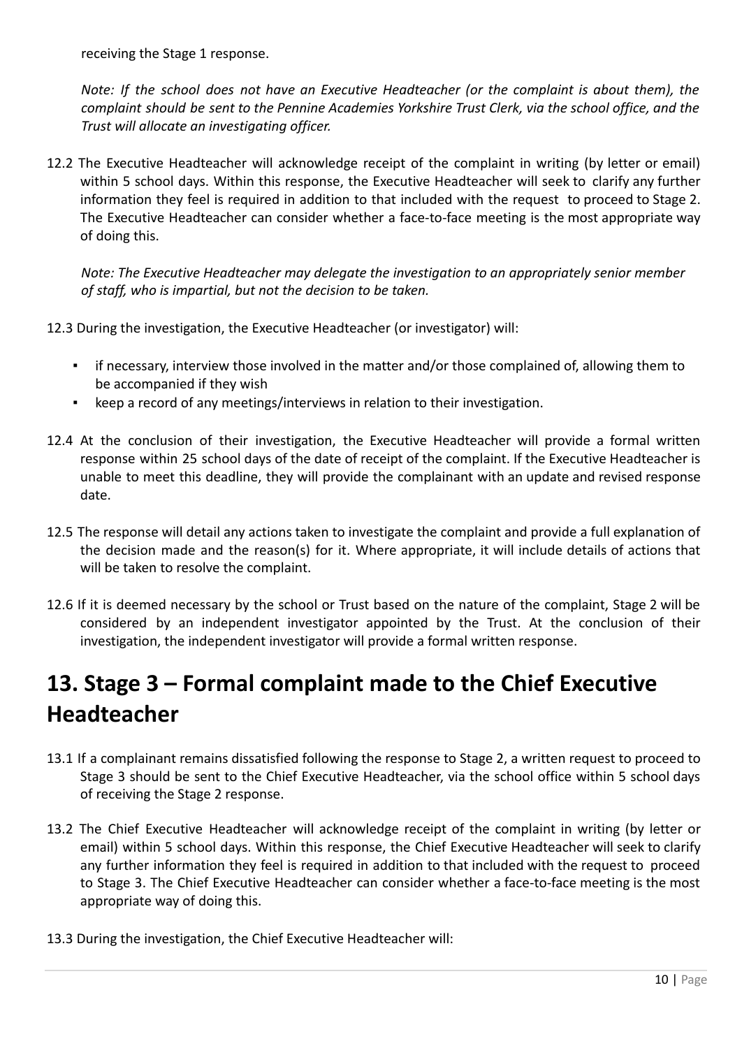receiving the Stage 1 response.

*Note: If the school does not have an Executive Headteacher (or the complaint is about them), the complaint should be sent to the Pennine Academies Yorkshire Trust Clerk, via the school office, and the Trust will allocate an investigating officer.*

12.2 The Executive Headteacher will acknowledge receipt of the complaint in writing (by letter or email) within 5 school days. Within this response, the Executive Headteacher will seek to clarify any further information they feel is required in addition to that included with the request to proceed to Stage 2. The Executive Headteacher can consider whether a face-to-face meeting is the most appropriate way of doing this.

*Note: The Executive Headteacher may delegate the investigation to an appropriately senior member of staff, who is impartial, but not the decision to be taken.*

12.3 During the investigation, the Executive Headteacher (or investigator) will:

- if necessary, interview those involved in the matter and/or those complained of, allowing them to be accompanied if they wish
- keep a record of any meetings/interviews in relation to their investigation.

12.4 At the conclusion of their investigation, the Executive Headteacher will provide a formal written response within 25 school days of the date of receipt of the complaint. If the Executive Headteacher is unable to meet this deadline, they will provide the complainant with an update and revised response date.

12.5 The response will detail any actions taken to investigate the complaint and provide a full explanation of the decision made and the reason(s) for it. Where appropriate, it will include details of actions that will be taken to resolve the complaint.

12.6 If it is deemed necessary by the school or Trust based on the nature of the complaint, Stage 2 will be considered by an independent investigator appointed by the Trust. At the conclusion of their investigation, the independent investigator will provide a formal written response.

# 13. Stage 3 – Formal complaint made to the Chief Executive Headteacher

13.1 If a complainant remains dissatisfied following the response to Stage 2, a written request to proceed to Stage 3 should be sent to the Chief Executive Headteacher, via the school office within 5 school days of receiving the Stage 2 response.

13.2 The Chief Executive Headteacher will acknowledge receipt of the complaint in writing (by letter or email) within 5 school days. Within this response, the Chief Executive Headteacher will seek to clarify any further information they feel is required in addition to that included with the request to proceed to Stage 3. The Chief Executive Headteacher can consider whether a face-to-face meeting is the most appropriate way of doing this.

13.3 During the investigation, the Chief Executive Headteacher will: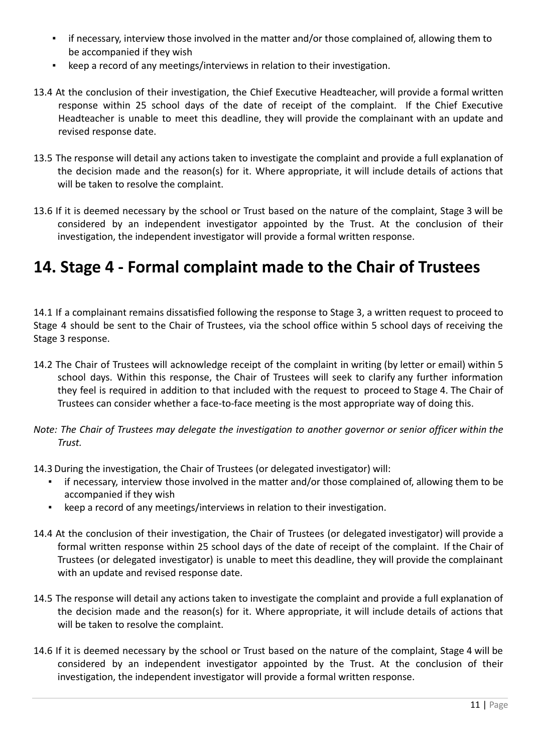- if necessary, interview those involved in the matter and/or those complained of, allowing them to be accompanied if they wish
- keep a record of any meetings/interviews in relation to their investigation.

13.4 At the conclusion of their investigation, the Chief Executive Headteacher, will provide a formal written response within 25 school days of the date of receipt of the complaint. If the Chief Executive Headteacher is unable to meet this deadline, they will provide the complainant with an update and revised response date.

13.5 The response will detail any actions taken to investigate the complaint and provide a full explanation of the decision made and the reason(s) for it. Where appropriate, it will include details of actions that will be taken to resolve the complaint.

13.6 If it is deemed necessary by the school or Trust based on the nature of the complaint, Stage 3 will be considered by an independent investigator appointed by the Trust. At the conclusion of their investigation, the independent investigator will provide a formal written response.

# 14. Stage 4 - Formal complaint made to the Chair of Trustees

14.1 If a complainant remains dissatisfied following the response to Stage 3, a written request to proceed to Stage 4 should be sent to the Chair of Trustees, via the school office within 5 school days of receiving the Stage 3 response.

14.2 The Chair of Trustees will acknowledge receipt of the complaint in writing (by letter or email) within 5 school days. Within this response, the Chair of Trustees will seek to clarify any further information they feel is required in addition to that included with the request to proceed to Stage 4. The Chair of Trustees can consider whether a face-to-face meeting is the most appropriate way of doing this.

*Note: The Chair of Trustees may delegate the investigation to another governor or senior officer within the Trust.*

14.3 During the investigation, the Chair of Trustees (or delegated investigator) will:

- if necessary, interview those involved in the matter and/or those complained of, allowing them to be accompanied if they wish
- keep a record of any meetings/interviews in relation to their investigation.

14.4 At the conclusion of their investigation, the Chair of Trustees (or delegated investigator) will provide a formal written response within 25 school days of the date of receipt of the complaint. If the Chair of Trustees (or delegated investigator) is unable to meet this deadline, they will provide the complainant with an update and revised response date.

14.5 The response will detail any actions taken to investigate the complaint and provide a full explanation of the decision made and the reason(s) for it. Where appropriate, it will include details of actions that will be taken to resolve the complaint.

14.6 If it is deemed necessary by the school or Trust based on the nature of the complaint, Stage 4 will be considered by an independent investigator appointed by the Trust. At the conclusion of their investigation, the independent investigator will provide a formal written response.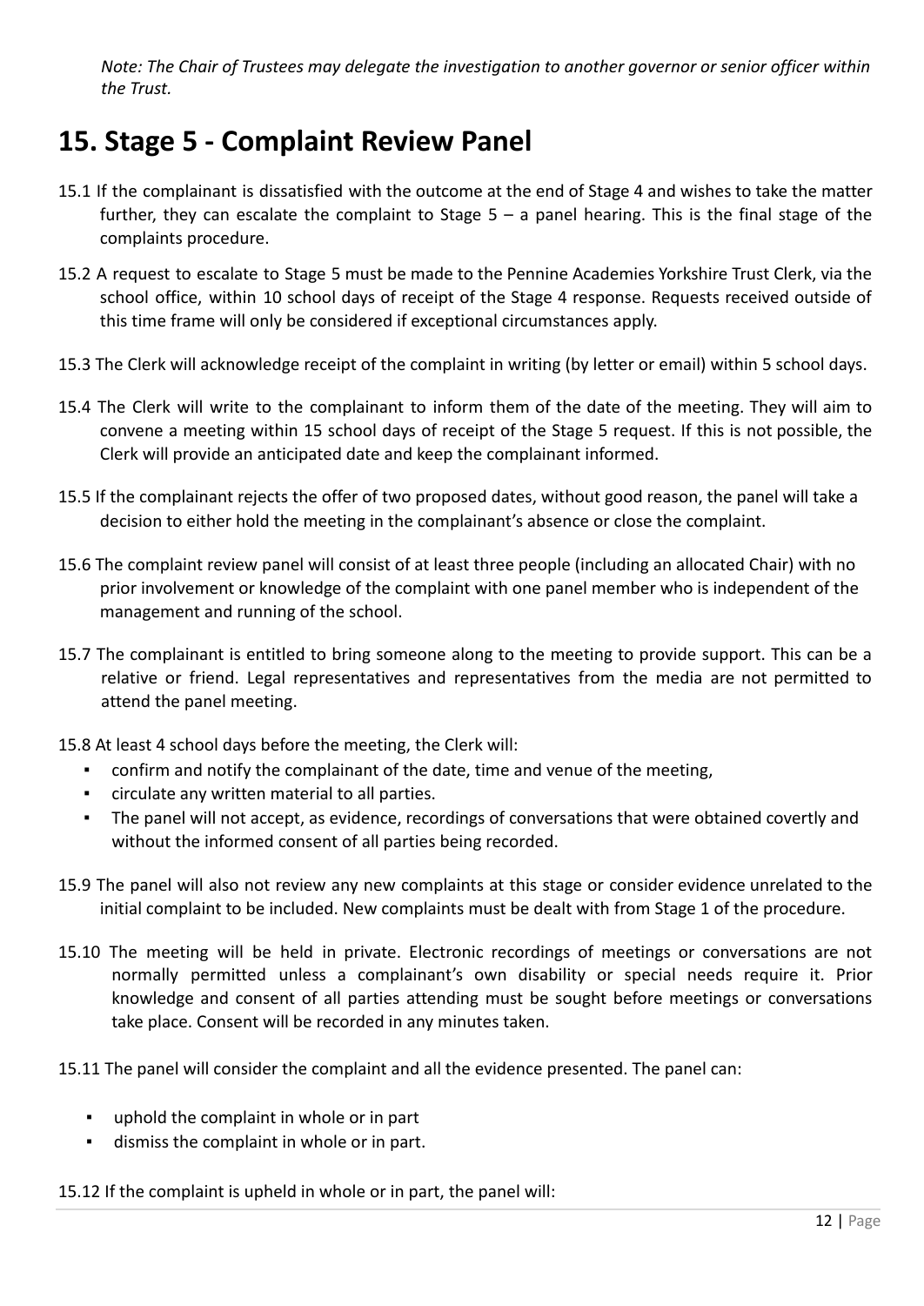*Note: The Chair of Trustees may delegate the investigation to another governor or senior officer within the Trust.*

# 15. Stage 5 - Complaint Review Panel

15.1 If the complainant is dissatisfied with the outcome at the end of Stage 4 and wishes to take the matter further, they can escalate the complaint to Stage 5 – a panel hearing. This is the final stage of the complaints procedure.

15.2 A request to escalate to Stage 5 must be made to the Pennine Academies Yorkshire Trust Clerk, via the school office, within 10 school days of receipt of the Stage 4 response. Requests received outside of this time frame will only be considered if exceptional circumstances apply.

15.3 The Clerk will acknowledge receipt of the complaint in writing (by letter or email) within 5 school days.

15.4 The Clerk will write to the complainant to inform them of the date of the meeting. They will aim to convene a meeting within 15 school days of receipt of the Stage 5 request. If this is not possible, the Clerk will provide an anticipated date and keep the complainant informed.

15.5 If the complainant rejects the offer of two proposed dates, without good reason, the panel will take a decision to either hold the meeting in the complainant's absence or close the complaint.

15.6 The complaint review panel will consist of at least three people (including an allocated Chair) with no prior involvement or knowledge of the complaint with one panel member who is independent of the management and running of the school.

15.7 The complainant is entitled to bring someone along to the meeting to provide support. This can be a relative or friend. Legal representatives and representatives from the media are not permitted to attend the panel meeting.

15.8 At least 4 school days before the meeting, the Clerk will:

- confirm and notify the complainant of the date, time and venue of the meeting,
- circulate any written material to all parties.
- The panel will not accept, as evidence, recordings of conversations that were obtained covertly and without the informed consent of all parties being recorded.

15.9 The panel will also not review any new complaints at this stage or consider evidence unrelated to the initial complaint to be included. New complaints must be dealt with from Stage 1 of the procedure.

15.10 The meeting will be held in private. Electronic recordings of meetings or conversations are not normally permitted unless a complainant's own disability or special needs require it. Prior knowledge and consent of all parties attending must be sought before meetings or conversations take place. Consent will be recorded in any minutes taken.

15.11 The panel will consider the complaint and all the evidence presented. The panel can:

- uphold the complaint in whole or in part
- dismiss the complaint in whole or in part.

15.12 If the complaint is upheld in whole or in part, the panel will: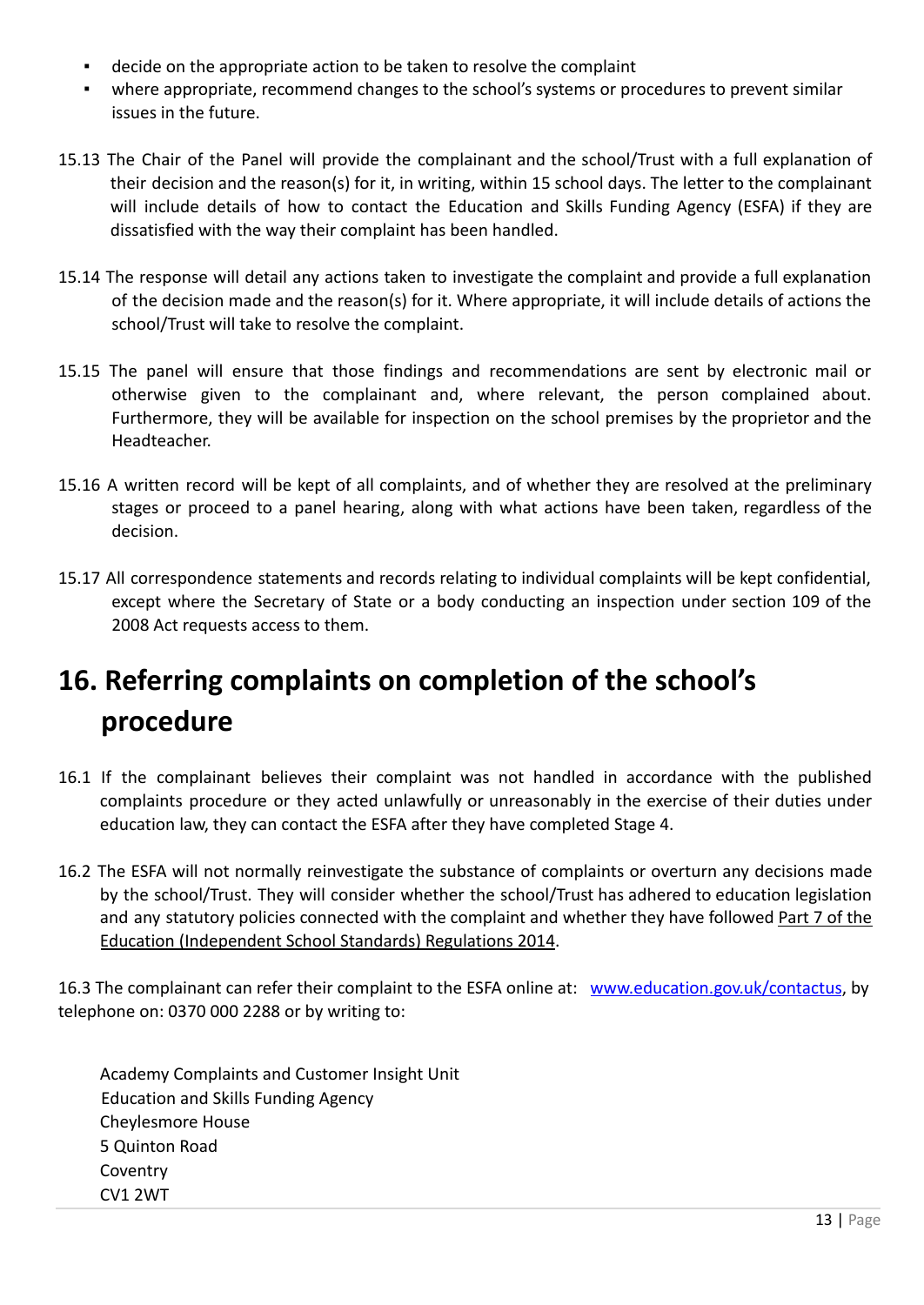- decide on the appropriate action to be taken to resolve the complaint
- where appropriate, recommend changes to the school's systems or procedures to prevent similar issues in the future.

15.13 The Chair of the Panel will provide the complainant and the school/Trust with a full explanation of their decision and the reason(s) for it, in writing, within 15 school days. The letter to the complainant will include details of how to contact the Education and Skills Funding Agency (ESFA) if they are dissatisfied with the way their complaint has been handled.

15.14 The response will detail any actions taken to investigate the complaint and provide a full explanation of the decision made and the reason(s) for it. Where appropriate, it will include details of actions the school/Trust will take to resolve the complaint.

15.15 The panel will ensure that those findings and recommendations are sent by electronic mail or otherwise given to the complainant and, where relevant, the person complained about. Furthermore, they will be available for inspection on the school premises by the proprietor and the Headteacher.

15.16 A written record will be kept of all complaints, and of whether they are resolved at the preliminary stages or proceed to a panel hearing, along with what actions have been taken, regardless of the decision.

15.17 All correspondence statements and records relating to individual complaints will be kept confidential, except where the Secretary of State or a body conducting an inspection under section 109 of the 2008 Act requests access to them.

# 16. Referring complaints on completion of the school's procedure

16.1 If the complainant believes their complaint was not handled in accordance with the published complaints procedure or they acted unlawfully or unreasonably in the exercise of their duties under education law, they can contact the ESFA after they have completed Stage 4.

16.2 The ESFA will not normally reinvestigate the substance of complaints or overturn any decisions made by the school/Trust. They will consider whether the school/Trust has adhered to education legislation and any statutory policies connected with the complaint and whether they have followed Part 7 of the Education (Independent School Standards) Regulations 2014.

16.3 The complainant can refer their complaint to the ESFA online at: www.education.gov.uk/contactus, by telephone on: 0370 000 2288 or by writing to:

Academy Complaints and Customer Insight Unit
Education and Skills Funding Agency
Cheylesmore House
5 Quinton Road
Coventry
CV1 2WT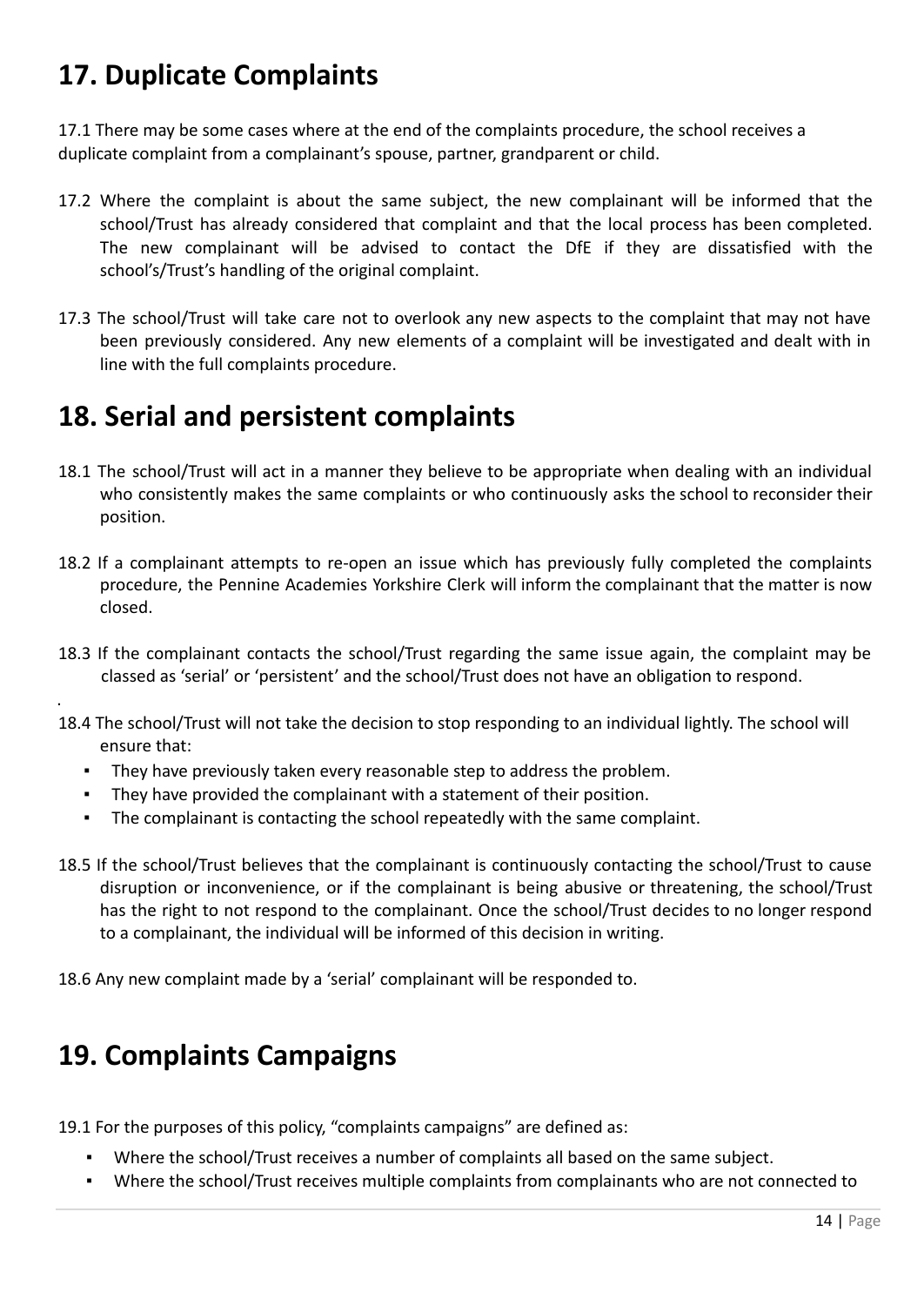## 17. Duplicate Complaints

17.1 There may be some cases where at the end of the complaints procedure, the school receives a duplicate complaint from a complainant's spouse, partner, grandparent or child.

17.2 Where the complaint is about the same subject, the new complainant will be informed that the school/Trust has already considered that complaint and that the local process has been completed. The new complainant will be advised to contact the DfE if they are dissatisfied with the school's/Trust's handling of the original complaint.

17.3 The school/Trust will take care not to overlook any new aspects to the complaint that may not have been previously considered. Any new elements of a complaint will be investigated and dealt with in line with the full complaints procedure.

## 18. Serial and persistent complaints

18.1 The school/Trust will act in a manner they believe to be appropriate when dealing with an individual who consistently makes the same complaints or who continuously asks the school to reconsider their position.

18.2 If a complainant attempts to re-open an issue which has previously fully completed the complaints procedure, the Pennine Academies Yorkshire Clerk will inform the complainant that the matter is now closed.

18.3 If the complainant contacts the school/Trust regarding the same issue again, the complaint may be classed as 'serial' or 'persistent' and the school/Trust does not have an obligation to respond.

18.4 The school/Trust will not take the decision to stop responding to an individual lightly. The school will ensure that:

- They have previously taken every reasonable step to address the problem.
- They have provided the complainant with a statement of their position.
- The complainant is contacting the school repeatedly with the same complaint.

18.5 If the school/Trust believes that the complainant is continuously contacting the school/Trust to cause disruption or inconvenience, or if the complainant is being abusive or threatening, the school/Trust has the right to not respond to the complainant. Once the school/Trust decides to no longer respond to a complainant, the individual will be informed of this decision in writing.

18.6 Any new complaint made by a 'serial' complainant will be responded to.

## 19. Complaints Campaigns

19.1 For the purposes of this policy, "complaints campaigns" are defined as:

- Where the school/Trust receives a number of complaints all based on the same subject.
- Where the school/Trust receives multiple complaints from complainants who are not connected to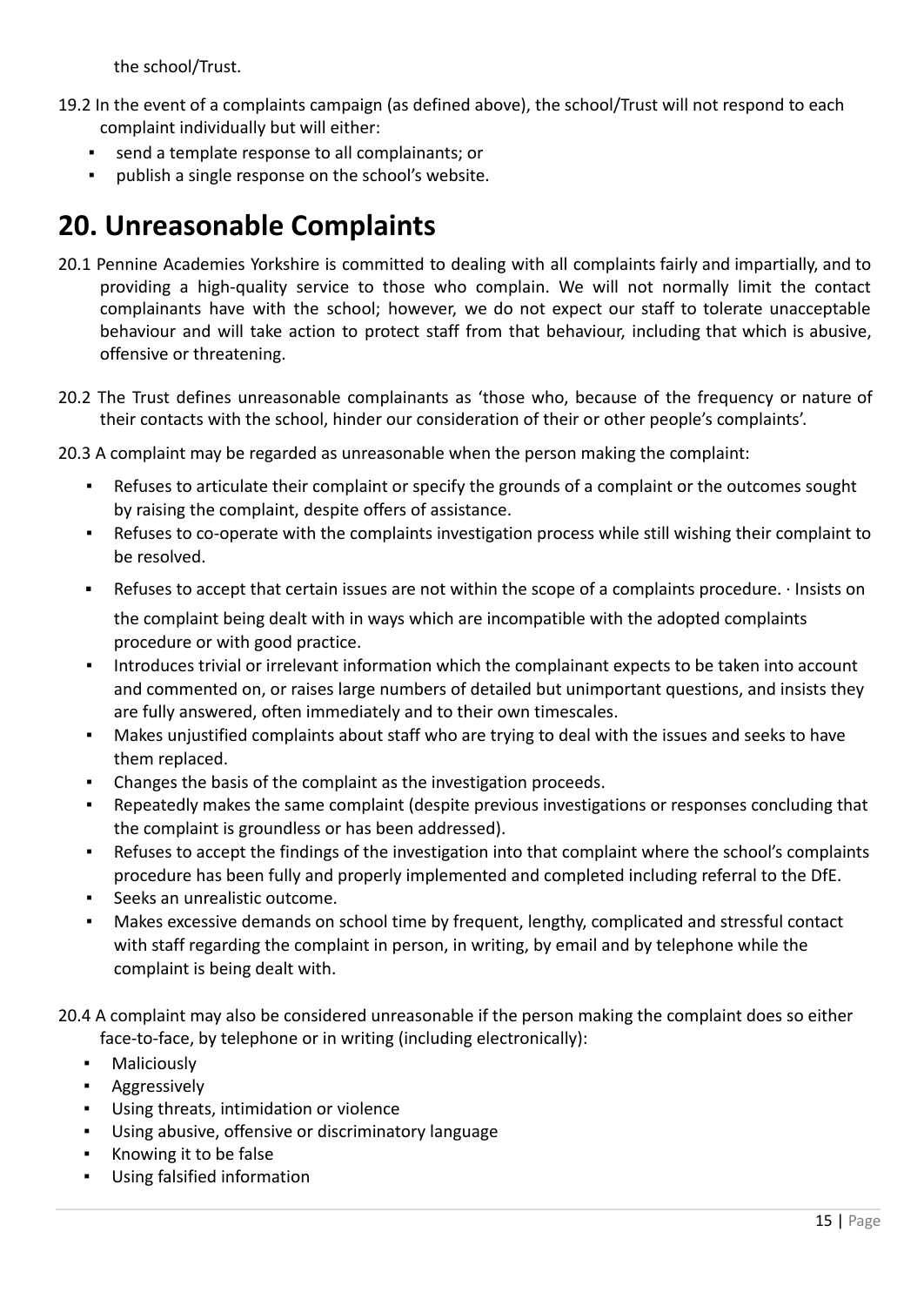the school/Trust.

19.2 In the event of a complaints campaign (as defined above), the school/Trust will not respond to each complaint individually but will either:

- send a template response to all complainants; or
- publish a single response on the school's website.

# 20. Unreasonable Complaints

20.1 Pennine Academies Yorkshire is committed to dealing with all complaints fairly and impartially, and to providing a high-quality service to those who complain. We will not normally limit the contact complainants have with the school; however, we do not expect our staff to tolerate unacceptable behaviour and will take action to protect staff from that behaviour, including that which is abusive, offensive or threatening.

20.2 The Trust defines unreasonable complainants as 'those who, because of the frequency or nature of their contacts with the school, hinder our consideration of their or other people's complaints'.

20.3 A complaint may be regarded as unreasonable when the person making the complaint:

- Refuses to articulate their complaint or specify the grounds of a complaint or the outcomes sought by raising the complaint, despite offers of assistance.
- Refuses to co-operate with the complaints investigation process while still wishing their complaint to be resolved.
- Refuses to accept that certain issues are not within the scope of a complaints procedure. · Insists on the complaint being dealt with in ways which are incompatible with the adopted complaints procedure or with good practice.
- Introduces trivial or irrelevant information which the complainant expects to be taken into account and commented on, or raises large numbers of detailed but unimportant questions, and insists they are fully answered, often immediately and to their own timescales.
- Makes unjustified complaints about staff who are trying to deal with the issues and seeks to have them replaced.
- Changes the basis of the complaint as the investigation proceeds.
- Repeatedly makes the same complaint (despite previous investigations or responses concluding that the complaint is groundless or has been addressed).
- Refuses to accept the findings of the investigation into that complaint where the school's complaints procedure has been fully and properly implemented and completed including referral to the DfE.
- Seeks an unrealistic outcome.
- Makes excessive demands on school time by frequent, lengthy, complicated and stressful contact with staff regarding the complaint in person, in writing, by email and by telephone while the complaint is being dealt with.

20.4 A complaint may also be considered unreasonable if the person making the complaint does so either face-to-face, by telephone or in writing (including electronically):

- Maliciously
- Aggressively
- Using threats, intimidation or violence
- Using abusive, offensive or discriminatory language
- Knowing it to be false
- Using falsified information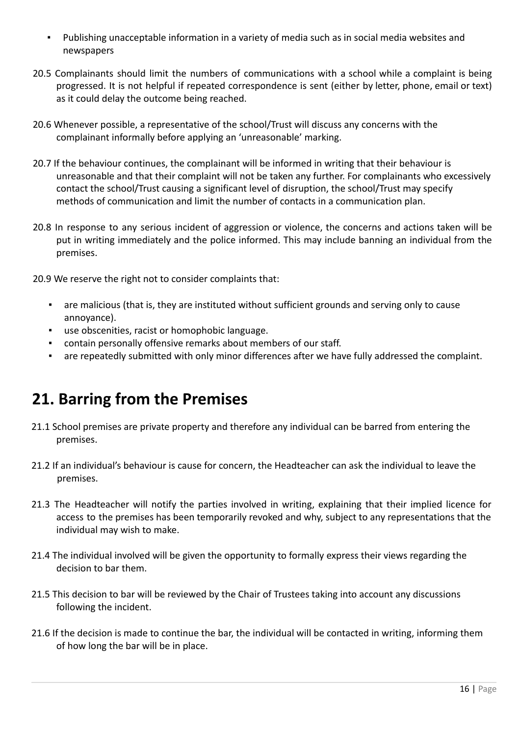- Publishing unacceptable information in a variety of media such as in social media websites and newspapers

20.5 Complainants should limit the numbers of communications with a school while a complaint is being progressed. It is not helpful if repeated correspondence is sent (either by letter, phone, email or text) as it could delay the outcome being reached.

20.6 Whenever possible, a representative of the school/Trust will discuss any concerns with the complainant informally before applying an 'unreasonable' marking.

20.7 If the behaviour continues, the complainant will be informed in writing that their behaviour is unreasonable and that their complaint will not be taken any further. For complainants who excessively contact the school/Trust causing a significant level of disruption, the school/Trust may specify methods of communication and limit the number of contacts in a communication plan.

20.8 In response to any serious incident of aggression or violence, the concerns and actions taken will be put in writing immediately and the police informed. This may include banning an individual from the premises.

20.9 We reserve the right not to consider complaints that:

- are malicious (that is, they are instituted without sufficient grounds and serving only to cause annoyance).
- use obscenities, racist or homophobic language.
- contain personally offensive remarks about members of our staff.
- are repeatedly submitted with only minor differences after we have fully addressed the complaint.

# 21. Barring from the Premises

21.1 School premises are private property and therefore any individual can be barred from entering the premises.

21.2 If an individual's behaviour is cause for concern, the Headteacher can ask the individual to leave the premises.

21.3 The Headteacher will notify the parties involved in writing, explaining that their implied licence for access to the premises has been temporarily revoked and why, subject to any representations that the individual may wish to make.

21.4 The individual involved will be given the opportunity to formally express their views regarding the decision to bar them.

21.5 This decision to bar will be reviewed by the Chair of Trustees taking into account any discussions following the incident.

21.6 If the decision is made to continue the bar, the individual will be contacted in writing, informing them of how long the bar will be in place.